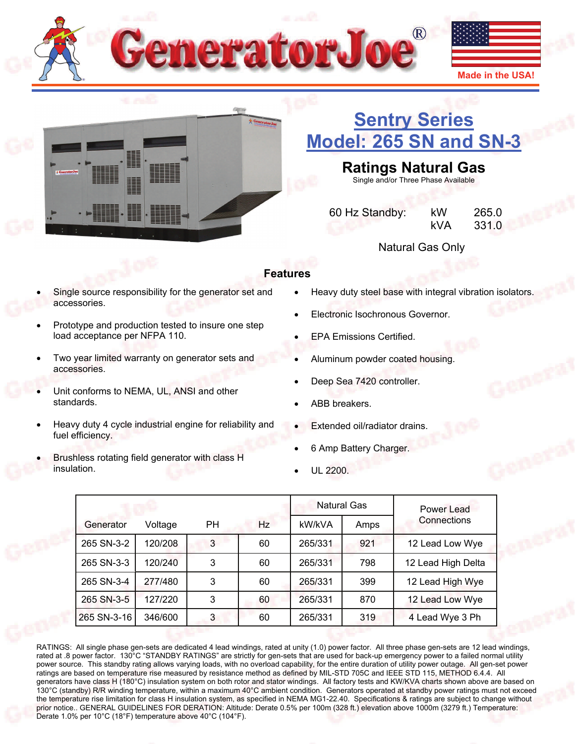# GeneratorJoe®

Made in the USA!

## Sentry Series
## Model: 265 SN and SN-3

### Ratings Natural Gas

Single and/or Three Phase Available

| 60 Hz Standby: | kW | 265.0 |
|---|---|---|
| | kVA | 331.0 |

Natural Gas Only

### Features

- Single source responsibility for the generator set and accessories.
- Prototype and production tested to insure one step load acceptance per NFPA 110.
- Two year limited warranty on generator sets and accessories.
- Unit conforms to NEMA, UL, ANSI and other standards.
- Heavy duty 4 cycle industrial engine for reliability and fuel efficiency.
- Brushless rotating field generator with class H insulation.
- Heavy duty steel base with integral vibration isolators.
- Electronic Isochronous Governor.
- EPA Emissions Certified.
- Aluminum powder coated housing.
- Deep Sea 7420 controller.
- ABB breakers.
- Extended oil/radiator drains.
- 6 Amp Battery Charger.
- UL 2200.

| Generator | Voltage | PH | Hz | Natural Gas | | Power Lead Connections |
|---|---|---|---|---|---|---|
| | | | | kW/kVA | Amps | |
| 265 SN-3-2 | 120/208 | 3 | 60 | 265/331 | 921 | 12 Lead Low Wye |
| 265 SN-3-3 | 120/240 | 3 | 60 | 265/331 | 798 | 12 Lead High Delta |
| 265 SN-3-4 | 277/480 | 3 | 60 | 265/331 | 399 | 12 Lead High Wye |
| 265 SN-3-5 | 127/220 | 3 | 60 | 265/331 | 870 | 12 Lead Low Wye |
| 265 SN-3-16 | 346/600 | 3 | 60 | 265/331 | 319 | 4 Lead Wye 3 Ph |

RATINGS: All single phase gen-sets are dedicated 4 lead windings, rated at unity (1.0) power factor. All three phase gen-sets are 12 lead windings, rated at .8 power factor. 130°C "STANDBY RATINGS" are strictly for gen-sets that are used for back-up emergency power to a failed normal utility power source. This standby rating allows varying loads, with no overload capability, for the entire duration of utility power outage. All gen-set power ratings are based on temperature rise measured by resistance method as defined by MIL-STD 705C and IEEE STD 115, METHOD 6.4.4. All generators have class H (180°C) insulation system on both rotor and stator windings. All factory tests and KW/KVA charts shown above are based on 130°C (standby) R/R winding temperature, within a maximum 40°C ambient condition. Generators operated at standby power ratings must not exceed the temperature rise limitation for class H insulation system, as specified in NEMA MG1-22.40. Specifications & ratings are subject to change without prior notice.. GENERAL GUIDELINES FOR DERATION: Altitude: Derate 0.5% per 100m (328 ft.) elevation above 1000m (3279 ft.) Temperature: Derate 1.0% per 10°C (18°F) temperature above 40°C (104°F).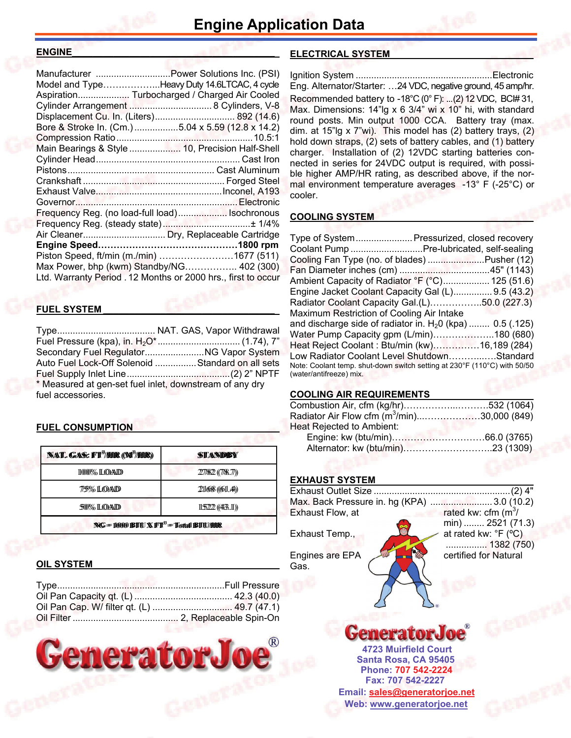# Engine Application Data

## ENGINE

Manufacturer ............................Power Solutions Inc. (PSI)
Model and Type……………...Heavy Duty 14.6LTCAC, 4 cycle
Aspiration.................... Turbocharged / Charged Air Cooled
Cylinder Arrangement ............................... 8 Cylinders, V-8
Displacement Cu. In. (Liters).............................. 892 (14.6)
Bore & Stroke In. (Cm.) ................5.04 x 5.59 (12.8 x 14.2)
Compression Ratio.................................................. 10.5:1
Main Bearings & Style .................... 10, Precision Half-Shell
Cylinder Head ....................................................... Cast Iron
Pistons ......................................................... Cast Aluminum
Crankshaft ....................................................... Forged Steel
Exhaust Valve.................................................Inconel, A193
Governor.............................................................. Electronic
Frequency Reg. (no load-full load).................. Isochronous
Frequency Reg. (steady state).................................± 1/4%
Air Cleaner............................... Dry, Replaceable Cartridge
**Engine Speed............................................1800 rpm**
Piston Speed, ft/min (m./min) ……………………1677 (511)
Max Power, bhp (kwm) Standby/NG…………….. 402 (300)
Ltd. Warranty Period . 12 Months or 2000 hrs., first to occur

## FUEL SYSTEM

Type...................................... NAT. GAS, Vapor Withdrawal
Fuel Pressure (kpa), in. $H_2O$* ................................ (1.74), 7"
Secondary Fuel Regulator.......................NG Vapor System
Auto Fuel Lock-Off Solenoid ................Standard on all sets
Fuel Supply Inlet Line........................................(2) 2" NPTF
\* Measured at gen-set fuel inlet, downstream of any dry fuel accessories.

## FUEL CONSUMPTION

| NAT. GAS: FT³/HR (M³/HR) | STANDBY |
|---|---|
| 100% LOAD | 2782 (78.7) |
| 75% LOAD | 2168 (61.4) |
| 50% LOAD | 1522 (43.1) |
| NG = 1000 BTU X FT³ = Total BTU/HR | |

## OIL SYSTEM

Type................................................................Full Pressure
Oil Pan Capacity qt. (L) ..................................... 42.3 (40.0)
Oil Pan Cap. W/ filter qt. (L) .............................. 49.7 (47.1)
Oil Filter ........................................ 2, Replaceable Spin-On

## ELECTRICAL SYSTEM

Ignition System ....................................................Electronic
Eng. Alternator/Starter: …24 VDC, negative ground, 45 amp/hr.
Recommended battery to -18°C (0° F): ...(2) 12 VDC, BCI# 31, Max. Dimensions: 14"lg x 6 3/4" wi x 10" hi, with standard round posts. Min output 1000 CCA. Battery tray (max. dim. at 15"lg x 7"wi). This model has (2) battery trays, (2) hold down straps, (2) sets of battery cables, and (1) battery charger. Installation of (2) 12VDC starting batteries connected in series for 24VDC output is required, with possible higher AMP/HR rating, as described above, if the normal environment temperature averages -13° F (-25°C) or cooler.

## COOLING SYSTEM

Type of System......................Pressurized, closed recovery
Coolant Pump ...........................Pre-lubricated, self-sealing
Cooling Fan Type (no. of blades) .....................Pusher (12)
Fan Diameter inches (cm) ..................................45" (1143)
Ambient Capacity of Radiator °F (°C).................. 125 (51.6)
Engine Jacket Coolant Capacity Gal (L)............... 9.5 (43.2)
Radiator Coolant Capacity Gal.(L)……………..50.0 (227.3)
Maximum Restriction of Cooling Air Intake and discharge side of radiator in. $H_20$ (kpa) ........ 0.5 (.125)
Water Pump Capacity gpm (L/min)………………..180 (680)
Heat Reject Coolant : Btu/min (kw)……………16,189 (284)
Low Radiator Coolant Level Shutdown…………..Standard
Note: Coolant temp. shut-down switch setting at 230°F (110°C) with 50/50 (water/antifreeze) mix.

## COOLING AIR REQUIREMENTS

Combustion Air, cfm (kg/hr)……………..………532 (1064)
Radiator Air Flow cfm ($m^3$/min)..……………….30,000 (849)
Heat Rejected to Ambient:
Engine: kw (btu/min)…………………………66.0 (3765)
Alternator: kw (btu/min)………………………..23 (1309)

## EXHAUST SYSTEM

Exhaust Outlet Size ....................................................(2) 4"
Max. Back Pressure in. hg (KPA) ........................ 3.0 (10.2)
Exhaust Flow, at rated kw: cfm ($m^3$/min) ........ 2521 (71.3)
Exhaust Temp., at rated kw: °F (°C) ................ 1382 (750)
Engines are EPA certified for Natural Gas.

**GeneratorJoe®**
4723 Muirfield Court
Santa Rosa, CA 95405
Phone: 707 542-2224
Fax: 707 542-2227
Email: sales@generatorjoe.net
Web: www.generatorjoe.net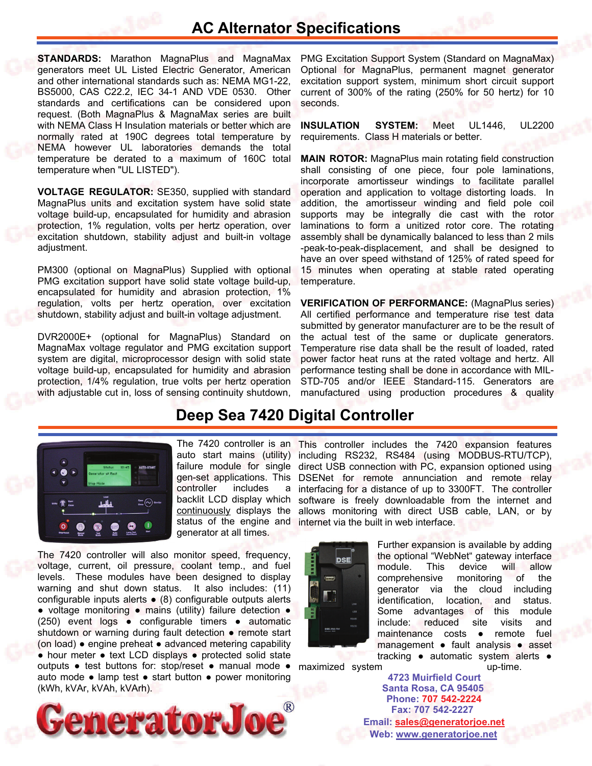# AC Alternator Specifications

**STANDARDS:** Marathon MagnaPlus and MagnaMax generators meet UL Listed Electric Generator, American and other international standards such as: NEMA MG1-22, BS5000, CAS C22.2, IEC 34-1 AND VDE 0530. Other standards and certifications can be considered upon request. (Both MagnaPlus & MagnaMax series are built with NEMA Class H Insulation materials or better which are normally rated at 190C degrees total temperature by NEMA however UL laboratories demands the total temperature be derated to a maximum of 160C total temperature when "UL LISTED").

**VOLTAGE REGULATOR:** SE350, supplied with standard MagnaPlus units and excitation system have solid state voltage build-up, encapsulated for humidity and abrasion protection, 1% regulation, volts per hertz operation, over excitation shutdown, stability adjust and built-in voltage adjustment.

PM300 (optional on MagnaPlus) Supplied with optional PMG excitation support have solid state voltage build-up, encapsulated for humidity and abrasion protection, 1% regulation, volts per hertz operation, over excitation shutdown, stability adjust and built-in voltage adjustment.

DVR2000E+ (optional for MagnaPlus) Standard on MagnaMax voltage regulator and PMG excitation support system are digital, microprocessor design with solid state voltage build-up, encapsulated for humidity and abrasion protection, 1/4% regulation, true volts per hertz operation with adjustable cut in, loss of sensing continuity shutdown, PMG Excitation Support System (Standard on MagnaMax) Optional for MagnaPlus, permanent magnet generator excitation support system, minimum short circuit support current of 300% of the rating (250% for 50 hertz) for 10 seconds.

**INSULATION SYSTEM:** Meet UL1446, UL2200 requirements. Class H materials or better.

**MAIN ROTOR:** MagnaPlus main rotating field construction shall consisting of one piece, four pole laminations, incorporate amortisseur windings to facilitate parallel operation and application to voltage distorting loads. In addition, the amortisseur winding and field pole coil supports may be integrally die cast with the rotor laminations to form a unitized rotor core. The rotating assembly shall be dynamically balanced to less than 2 mils -peak-to-peak-displacement, and shall be designed to have an over speed withstand of 125% of rated speed for 15 minutes when operating at stable rated operating temperature.

**VERIFICATION OF PERFORMANCE:** (MagnaPlus series) All certified performance and temperature rise test data submitted by generator manufacturer are to be the result of the actual test of the same or duplicate generators. Temperature rise data shall be the result of loaded, rated power factor heat runs at the rated voltage and hertz. All performance testing shall be done in accordance with MIL-STD-705 and/or IEEE Standard-115. Generators are manufactured using production procedures & quality

# Deep Sea 7420 Digital Controller

The 7420 controller is an auto start mains (utility) failure module for single gen-set applications. This controller includes a backlit LCD display which continuously displays the status of the engine and generator at all times.

The 7420 controller will also monitor speed, frequency, voltage, current, oil pressure, coolant temp., and fuel levels. These modules have been designed to display warning and shut down status. It also includes: (11) configurable inputs alerts ● (8) configurable outputs alerts ● voltage monitoring ● mains (utility) failure detection ● (250) event logs ● configurable timers ● automatic shutdown or warning during fault detection ● remote start (on load) ● engine preheat ● advanced metering capability ● hour meter ● text LCD displays ● protected solid state outputs ● test buttons for: stop/reset ● manual mode ● auto mode ● lamp test ● start button ● power monitoring (kWh, kVAr, kVAh, kVArh).

This controller includes the 7420 expansion features including RS232, RS484 (using MODBUS-RTU/TCP), direct USB connection with PC, expansion optioned using DSENet for remote annunciation and remote relay interfacing for a distance of up to 3300FT. The controller software is freely downloadable from the internet and allows monitoring with direct USB cable, LAN, or by internet via the built in web interface.

Further expansion is available by adding the optional "WebNet" gateway interface module. This device will allow comprehensive monitoring of the generator via the cloud including identification, location, and status. Some advantages of this module include: reduced site visits and maintenance costs ● remote fuel management ● fault analysis ● asset tracking ● automatic system alerts ● maximized system up-time.

GeneratorJoe®

4723 Muirfield Court
Santa Rosa, CA 95405
Phone: 707 542-2224
Fax: 707 542-2227
Email: sales@generatorjoe.net
Web: www.generatorjoe.net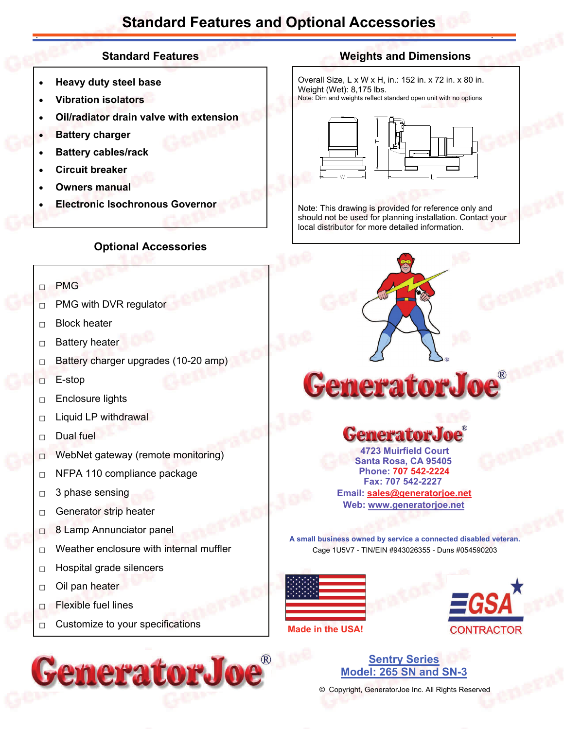# Standard Features and Optional Accessories

## Standard Features

- **Heavy duty steel base**
- **Vibration isolators**
- **Oil/radiator drain valve with extension**
- **Battery charger**
- **Battery cables/rack**
- **Circuit breaker**
- **Owners manual**
- **Electronic Isochronous Governor**

## Weights and Dimensions

Overall Size, L x W x H, in.: 152 in. x 72 in. x 80 in.
Weight (Wet): 8,175 lbs.
Note: Dim and weights reflect standard open unit with no options

W
H
L

Note: This drawing is provided for reference only and should not be used for planning installation. Contact your local distributor for more detailed information.

## Optional Accessories

- ☐ PMG
- ☐ PMG with DVR regulator
- ☐ Block heater
- ☐ Battery heater
- ☐ Battery charger upgrades (10-20 amp)
- ☐ E-stop
- ☐ Enclosure lights
- ☐ Liquid LP withdrawal
- ☐ Dual fuel
- ☐ WebNet gateway (remote monitoring)
- ☐ NFPA 110 compliance package
- ☐ 3 phase sensing
- ☐ Generator strip heater
- ☐ 8 Lamp Annunciator panel
- ☐ Weather enclosure with internal muffler
- ☐ Hospital grade silencers
- ☐ Oil pan heater
- ☐ Flexible fuel lines
- ☐ Customize to your specifications

GeneratorJoe®

GeneratorJoe®
4723 Muirfield Court
Santa Rosa, CA 95405
Phone: 707 542-2224
Fax: 707 542-2227
Email: sales@generatorjoe.net
Web: www.generatorjoe.net

A small business owned by service a connected disabled veteran.
Cage 1U5V7 - TIN/EIN #943026355 - Duns #054590203

Made in the USA!

GSA CONTRACTOR

GeneratorJoe®

Sentry Series
Model: 265 SN and SN-3

© Copyright, GeneratorJoe Inc. All Rights Reserved